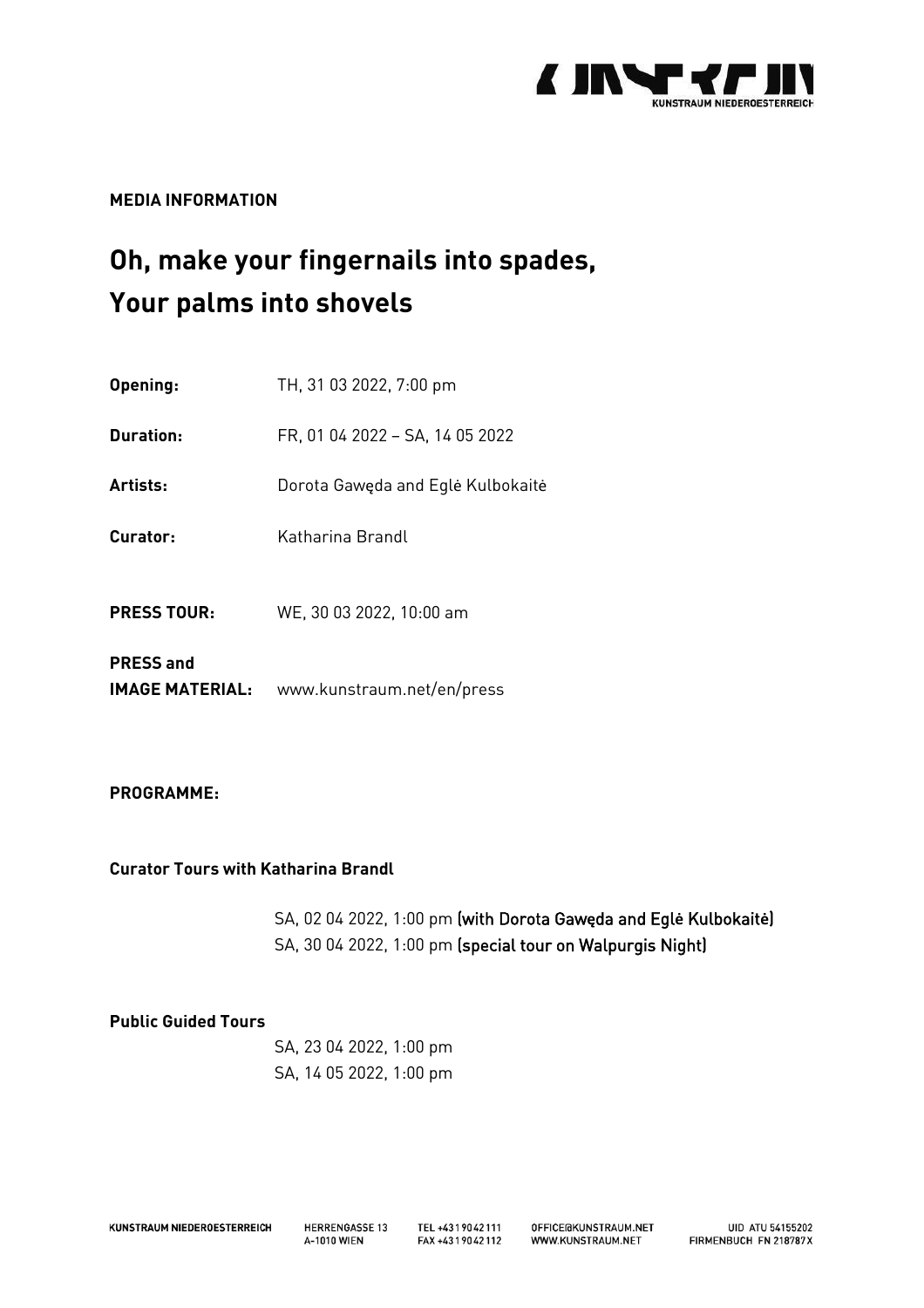**MEDIA INFORMATION**

# Oh, make your fingernails into spades, Your palms into shovels

| | |
|---|---|
| **Opening:** | TH, 31 03 2022, 7:00 pm |
| **Duration:** | FR, 01 04 2022 – SA, 14 05 2022 |
| **Artists:** | Dorota Gawęda and Eglė Kulbokaitė |
| **Curator:** | Katharina Brandl |
| **PRESS TOUR:** | WE, 30 03 2022, 10:00 am |
| **PRESS and IMAGE MATERIAL:** | www.kunstraum.net/en/press |

**PROGRAMME:**

**Curator Tours with Katharina Brandl**

SA, 02 04 2022, 1:00 pm (with Dorota Gawęda and Eglė Kulbokaitė)
SA, 30 04 2022, 1:00 pm (special tour on Walpurgis Night)

**Public Guided Tours**

SA, 23 04 2022, 1:00 pm
SA, 14 05 2022, 1:00 pm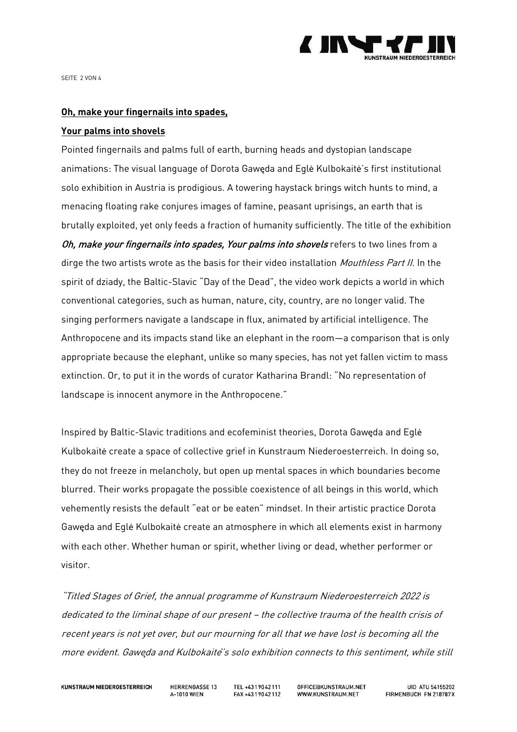**Oh, make your fingernails into spades,**

**Your palms into shovels**

Pointed fingernails and palms full of earth, burning heads and dystopian landscape animations: The visual language of Dorota Gawęda and Eglė Kulbokaitė's first institutional solo exhibition in Austria is prodigious. A towering haystack brings witch hunts to mind, a menacing floating rake conjures images of famine, peasant uprisings, an earth that is brutally exploited, yet only feeds a fraction of humanity sufficiently. The title of the exhibition ***Oh, make your fingernails into spades, Your palms into shovels*** refers to two lines from a dirge the two artists wrote as the basis for their video installation *Mouthless Part II*. In the spirit of dziady, the Baltic-Slavic "Day of the Dead", the video work depicts a world in which conventional categories, such as human, nature, city, country, are no longer valid. The singing performers navigate a landscape in flux, animated by artificial intelligence. The Anthropocene and its impacts stand like an elephant in the room—a comparison that is only appropriate because the elephant, unlike so many species, has not yet fallen victim to mass extinction. Or, to put it in the words of curator Katharina Brandl: "No representation of landscape is innocent anymore in the Anthropocene."

Inspired by Baltic-Slavic traditions and ecofeminist theories, Dorota Gawęda and Eglė Kulbokaitė create a space of collective grief in Kunstraum Niederoesterreich. In doing so, they do not freeze in melancholy, but open up mental spaces in which boundaries become blurred. Their works propagate the possible coexistence of all beings in this world, which vehemently resists the default "eat or be eaten" mindset. In their artistic practice Dorota Gawęda and Eglė Kulbokaitė create an atmosphere in which all elements exist in harmony with each other. Whether human or spirit, whether living or dead, whether performer or visitor.

*"Titled Stages of Grief, the annual programme of Kunstraum Niederoesterreich 2022 is dedicated to the liminal shape of our present – the collective trauma of the health crisis of recent years is not yet over, but our mourning for all that we have lost is becoming all the more evident. Gawęda and Kulbokaitė's solo exhibition connects to this sentiment, while still*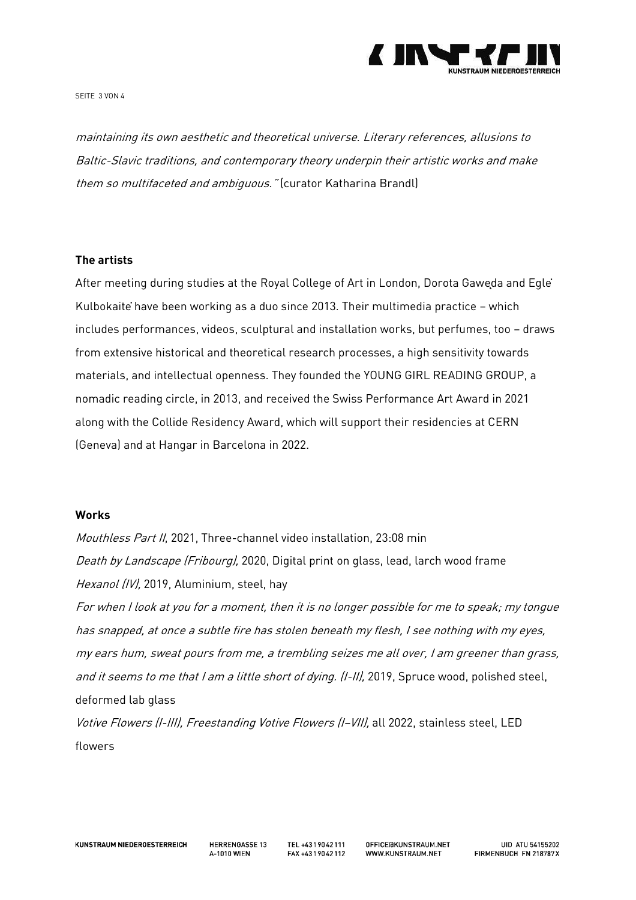*maintaining its own aesthetic and theoretical universe. Literary references, allusions to Baltic-Slavic traditions, and contemporary theory underpin their artistic works and make them so multifaceted and ambiguous."* (curator Katharina Brandl)

**The artists**

After meeting during studies at the Royal College of Art in London, Dorota Gawęda and Eglė Kulbokaitė have been working as a duo since 2013. Their multimedia practice – which includes performances, videos, sculptural and installation works, but perfumes, too – draws from extensive historical and theoretical research processes, a high sensitivity towards materials, and intellectual openness. They founded the YOUNG GIRL READING GROUP, a nomadic reading circle, in 2013, and received the Swiss Performance Art Award in 2021 along with the Collide Residency Award, which will support their residencies at CERN (Geneva) and at Hangar in Barcelona in 2022.

**Works**

*Mouthless Part II*, 2021, Three-channel video installation, 23:08 min
*Death by Landscape (Fribourg),* 2020, Digital print on glass, lead, larch wood frame
*Hexanol (IV),* 2019, Aluminium, steel, hay
*For when I look at you for a moment, then it is no longer possible for me to speak; my tongue has snapped, at once a subtle fire has stolen beneath my flesh, I see nothing with my eyes, my ears hum, sweat pours from me, a trembling seizes me all over, I am greener than grass, and it seems to me that I am a little short of dying. (I-II),* 2019, Spruce wood, polished steel, deformed lab glass
*Votive Flowers (I-III), Freestanding Votive Flowers (I–VII),* all 2022, stainless steel, LED flowers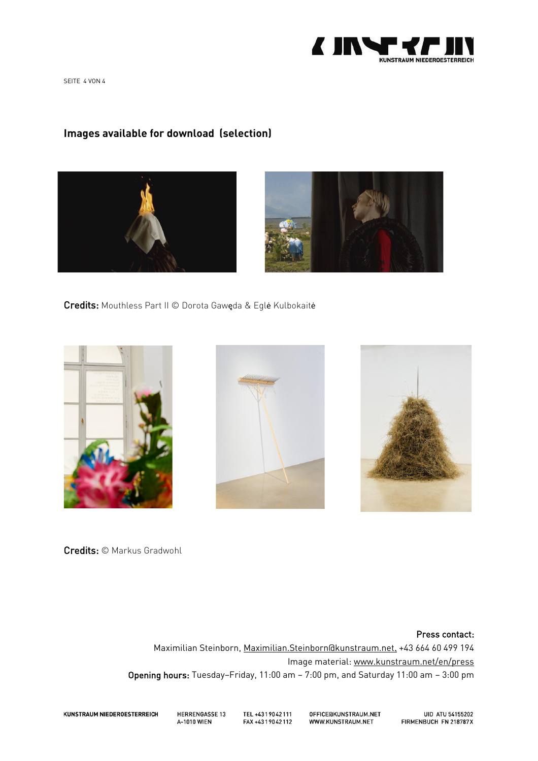## Images available for download (selection)

**Credits:** Mouthless Part II © Dorota Gawęda & Eglė Kulbokaitė

**Credits:** © Markus Gradwohl

**Press contact:**
Maximilian Steinborn, Maximilian.Steinborn@kunstraum.net, +43 664 60 499 194
Image material: www.kunstraum.net/en/press
**Opening hours:** Tuesday–Friday, 11:00 am – 7:00 pm, and Saturday 11:00 am – 3:00 pm